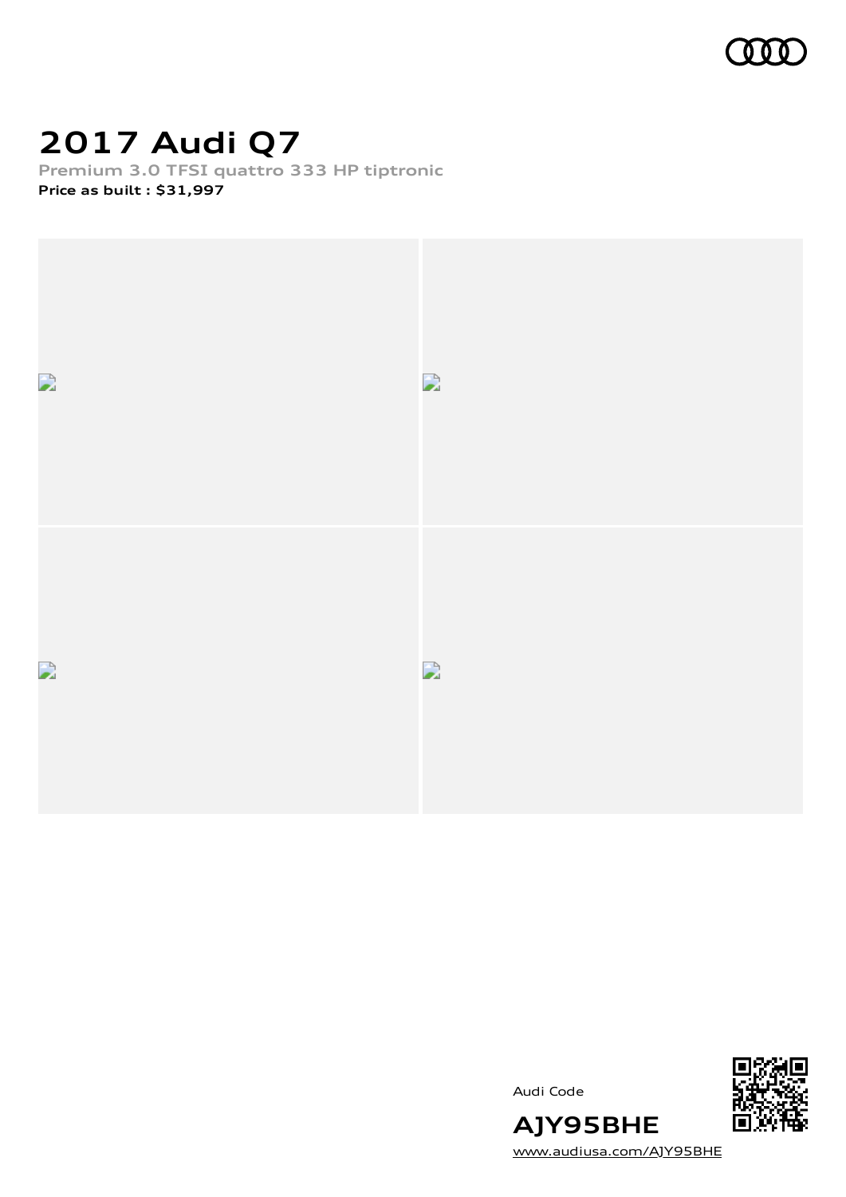# 2017 Audi Q7

**Premium 3.0 TFSI quattro 333 HP tiptronic**

**Price as built : $31,997**

Audi Code

**AJY95BHE**

www.audiusa.com/AJY95BHE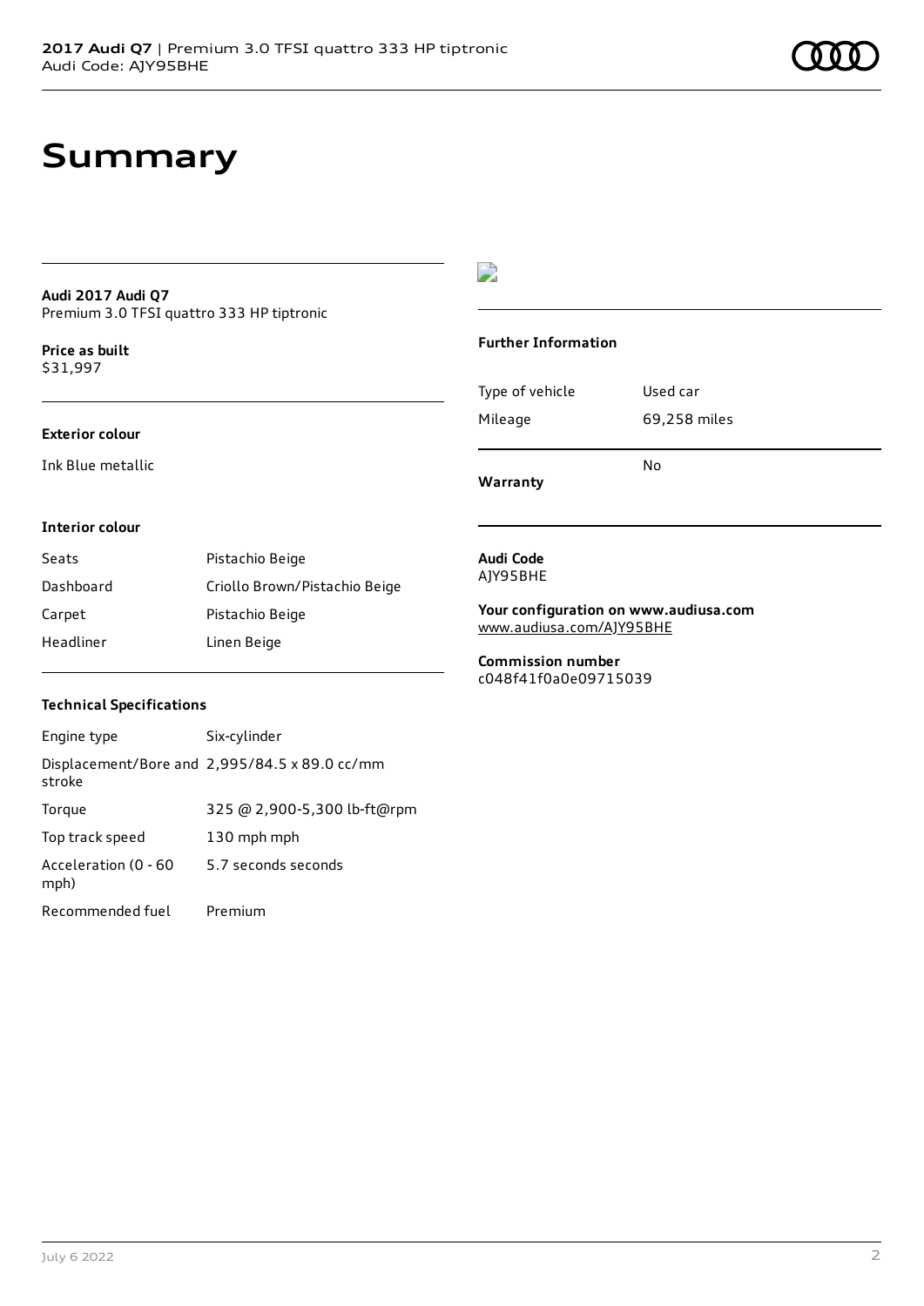# Summary

**Audi 2017 Audi Q7**
Premium 3.0 TFSI quattro 333 HP tiptronic

**Price as built**
$31,997

**Exterior colour**

Ink Blue metallic

**Interior colour**

| | |
|---|---|
| Seats | Pistachio Beige |
| Dashboard | Criollo Brown/Pistachio Beige |
| Carpet | Pistachio Beige |
| Headliner | Linen Beige |

**Technical Specifications**

| | |
|---|---|
| Engine type | Six-cylinder |
| Displacement/Bore and stroke | 2,995/84.5 x 89.0 cc/mm |
| Torque | 325 @ 2,900-5,300 lb-ft@rpm |
| Top track speed | 130 mph mph |
| Acceleration (0 - 60 mph) | 5.7 seconds seconds |
| Recommended fuel | Premium |

**Further Information**

| | |
|---|---|
| Type of vehicle | Used car |
| Mileage | 69,258 miles |
| **Warranty** | No |

**Audi Code**
AJY95BHE

**Your configuration on www.audiusa.com**
www.audiusa.com/AJY95BHE

**Commission number**
c048f41f0a0e09715039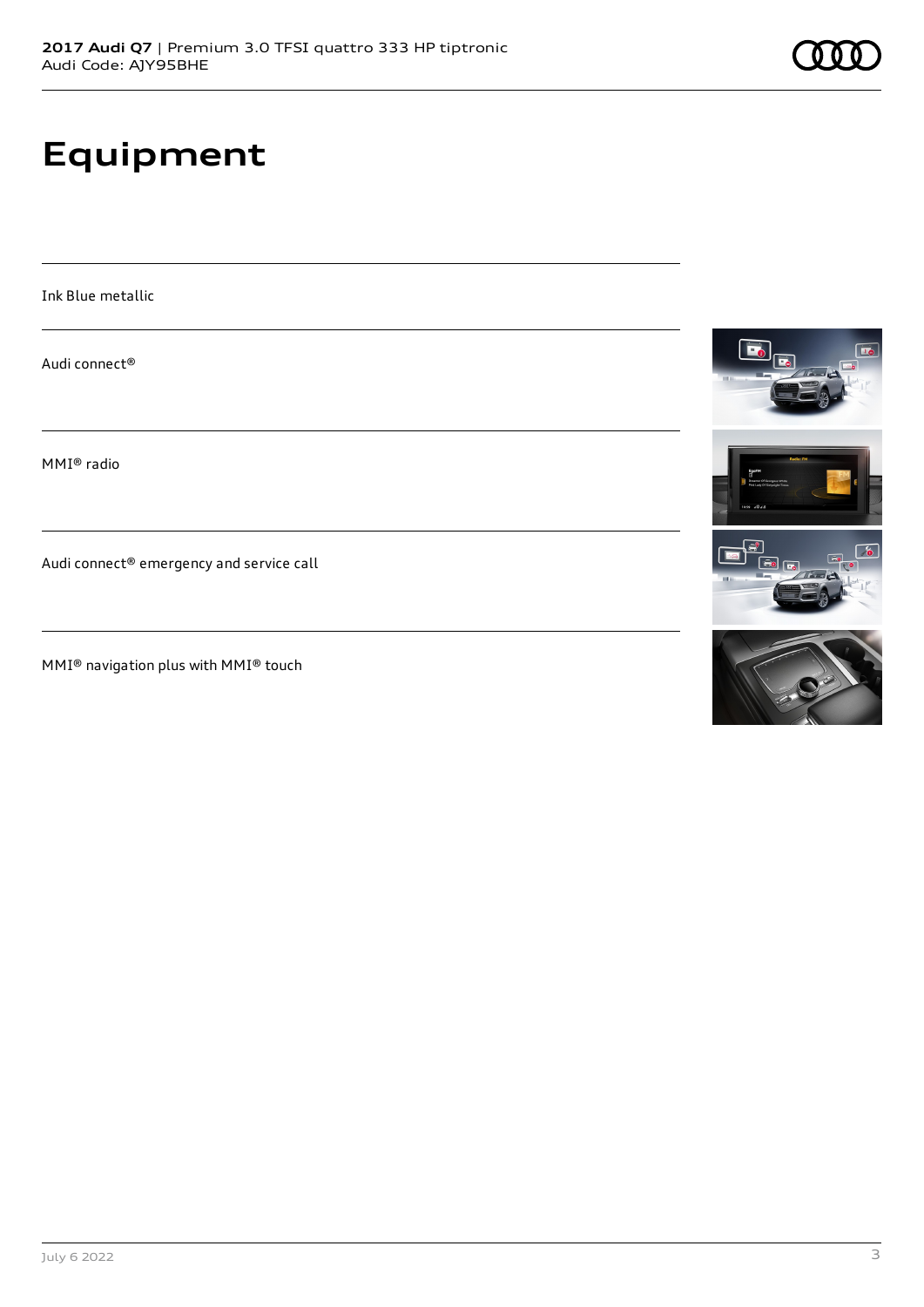# Equipment

Ink Blue metallic

Audi connect®

MMI® radio

Audi connect® emergency and service call

MMI® navigation plus with MMI® touch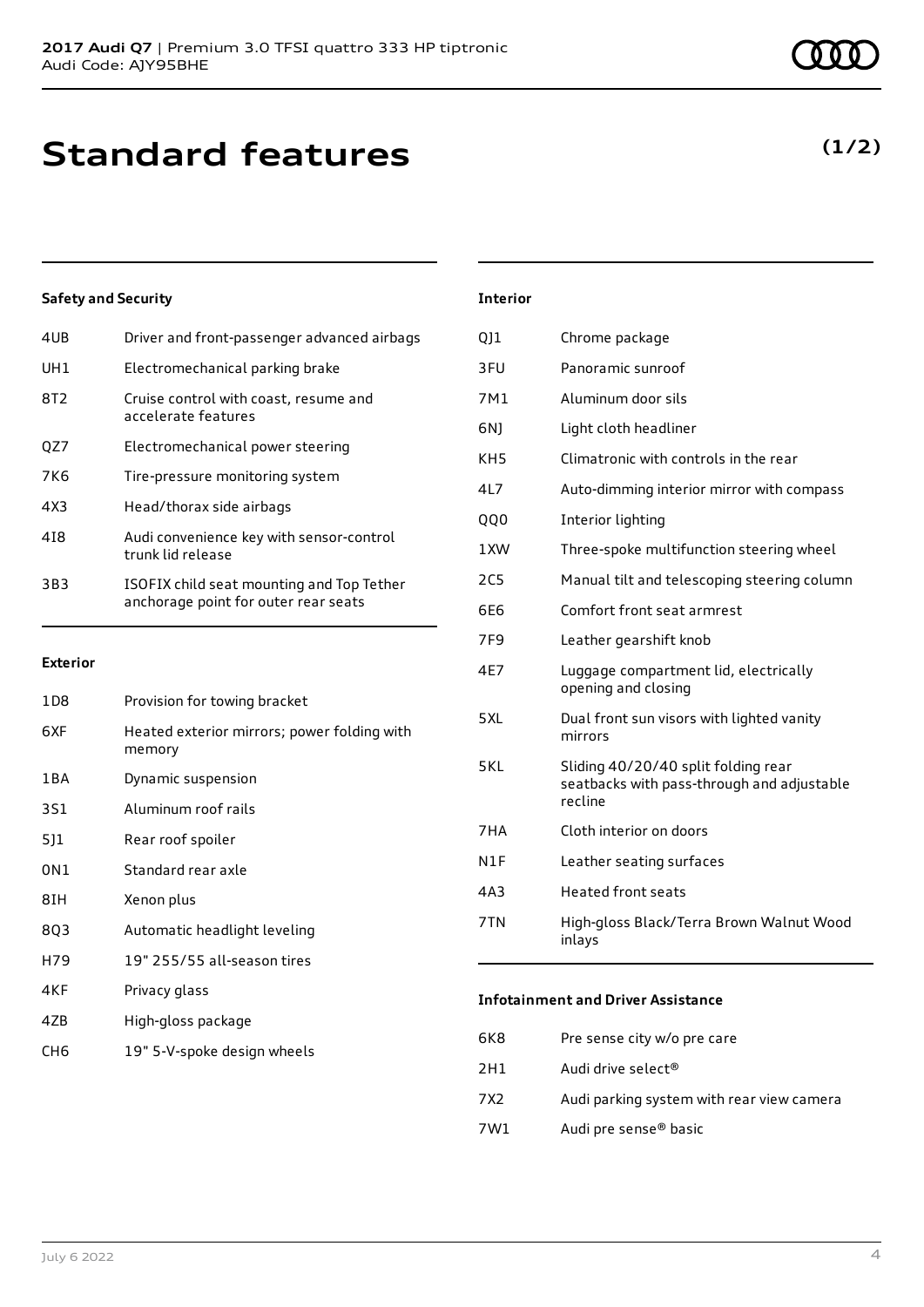# Standard features

**(1/2)**

### Safety and Security

| | |
|---|---|
| 4UB | Driver and front-passenger advanced airbags |
| UH1 | Electromechanical parking brake |
| 8T2 | Cruise control with coast, resume and accelerate features |
| QZ7 | Electromechanical power steering |
| 7K6 | Tire-pressure monitoring system |
| 4X3 | Head/thorax side airbags |
| 4I8 | Audi convenience key with sensor-control trunk lid release |
| 3B3 | ISOFIX child seat mounting and Top Tether anchorage point for outer rear seats |

### Exterior

| | |
|---|---|
| 1D8 | Provision for towing bracket |
| 6XF | Heated exterior mirrors; power folding with memory |
| 1BA | Dynamic suspension |
| 3S1 | Aluminum roof rails |
| 5J1 | Rear roof spoiler |
| 0N1 | Standard rear axle |
| 8IH | Xenon plus |
| 8Q3 | Automatic headlight leveling |
| H79 | 19" 255/55 all-season tires |
| 4KF | Privacy glass |
| 4ZB | High-gloss package |
| CH6 | 19" 5-V-spoke design wheels |

### Interior

| | |
|---|---|
| QJ1 | Chrome package |
| 3FU | Panoramic sunroof |
| 7M1 | Aluminum door sils |
| 6NJ | Light cloth headliner |
| KH5 | Climatronic with controls in the rear |
| 4L7 | Auto-dimming interior mirror with compass |
| QQ0 | Interior lighting |
| 1XW | Three-spoke multifunction steering wheel |
| 2C5 | Manual tilt and telescoping steering column |
| 6E6 | Comfort front seat armrest |
| 7F9 | Leather gearshift knob |
| 4E7 | Luggage compartment lid, electrically opening and closing |
| 5XL | Dual front sun visors with lighted vanity mirrors |
| 5KL | Sliding 40/20/40 split folding rear seatbacks with pass-through and adjustable recline |
| 7HA | Cloth interior on doors |
| N1F | Leather seating surfaces |
| 4A3 | Heated front seats |
| 7TN | High-gloss Black/Terra Brown Walnut Wood inlays |

### Infotainment and Driver Assistance

| | |
|---|---|
| 6K8 | Pre sense city w/o pre care |
| 2H1 | Audi drive select® |
| 7X2 | Audi parking system with rear view camera |
| 7W1 | Audi pre sense® basic |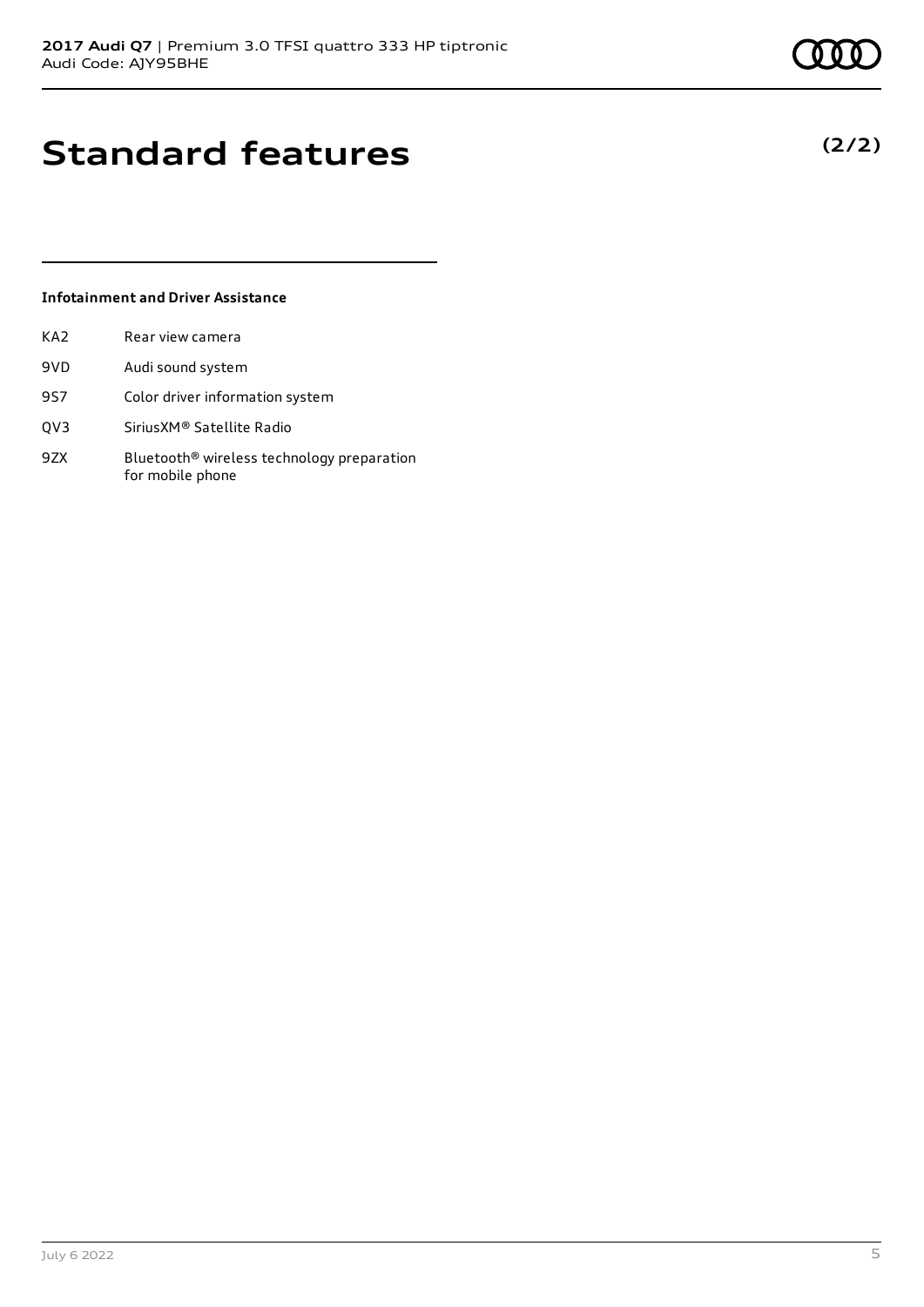# Standard features

**(2/2)**

### Infotainment and Driver Assistance

| | |
|---|---|
| KA2 | Rear view camera |
| 9VD | Audi sound system |
| 9S7 | Color driver information system |
| QV3 | SiriusXM® Satellite Radio |
| 9ZX | Bluetooth® wireless technology preparation for mobile phone |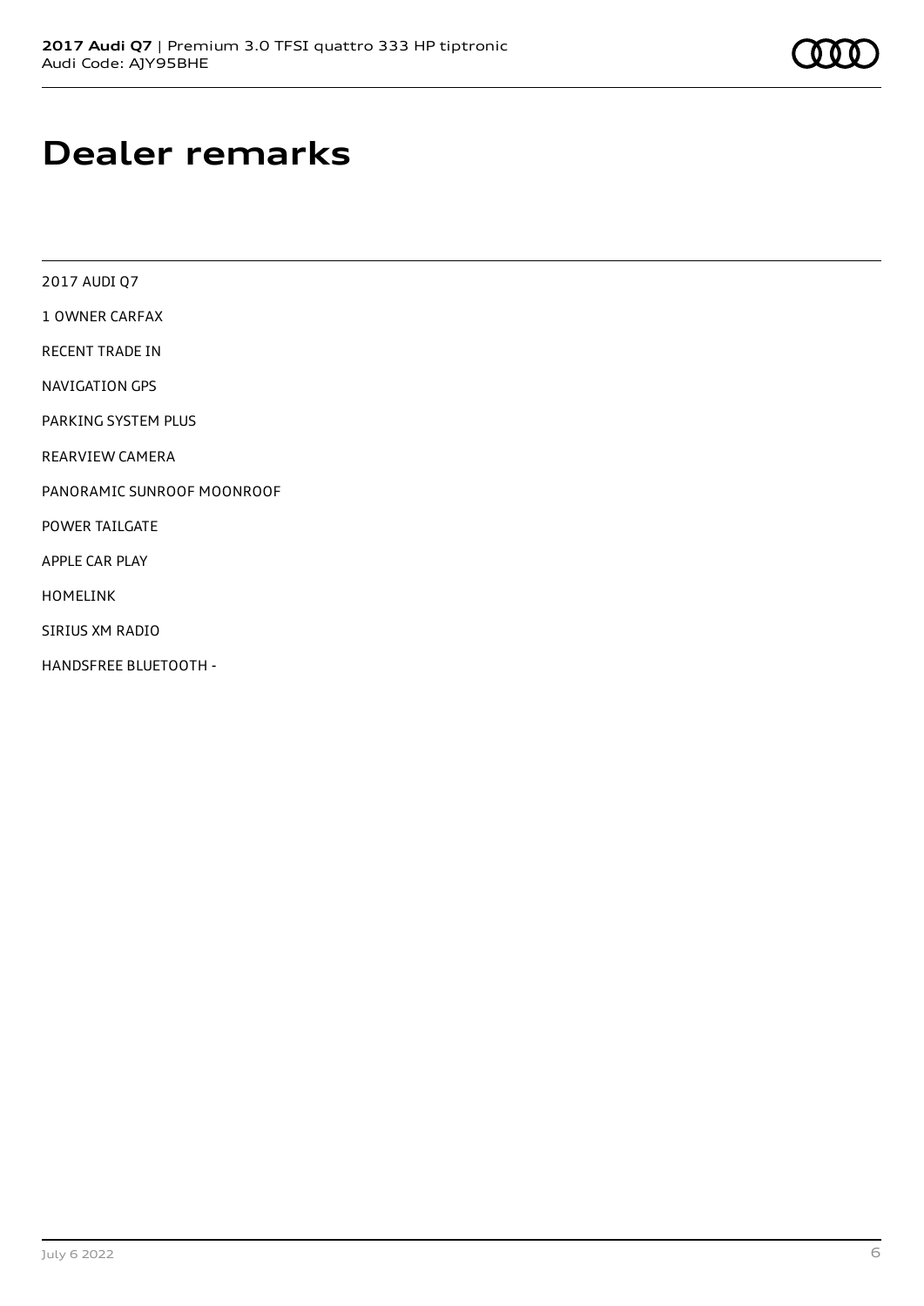# Dealer remarks

2017 AUDI Q7

1 OWNER CARFAX

RECENT TRADE IN

NAVIGATION GPS

PARKING SYSTEM PLUS

REARVIEW CAMERA

PANORAMIC SUNROOF MOONROOF

POWER TAILGATE

APPLE CAR PLAY

HOMELINK

SIRIUS XM RADIO

HANDSFREE BLUETOOTH -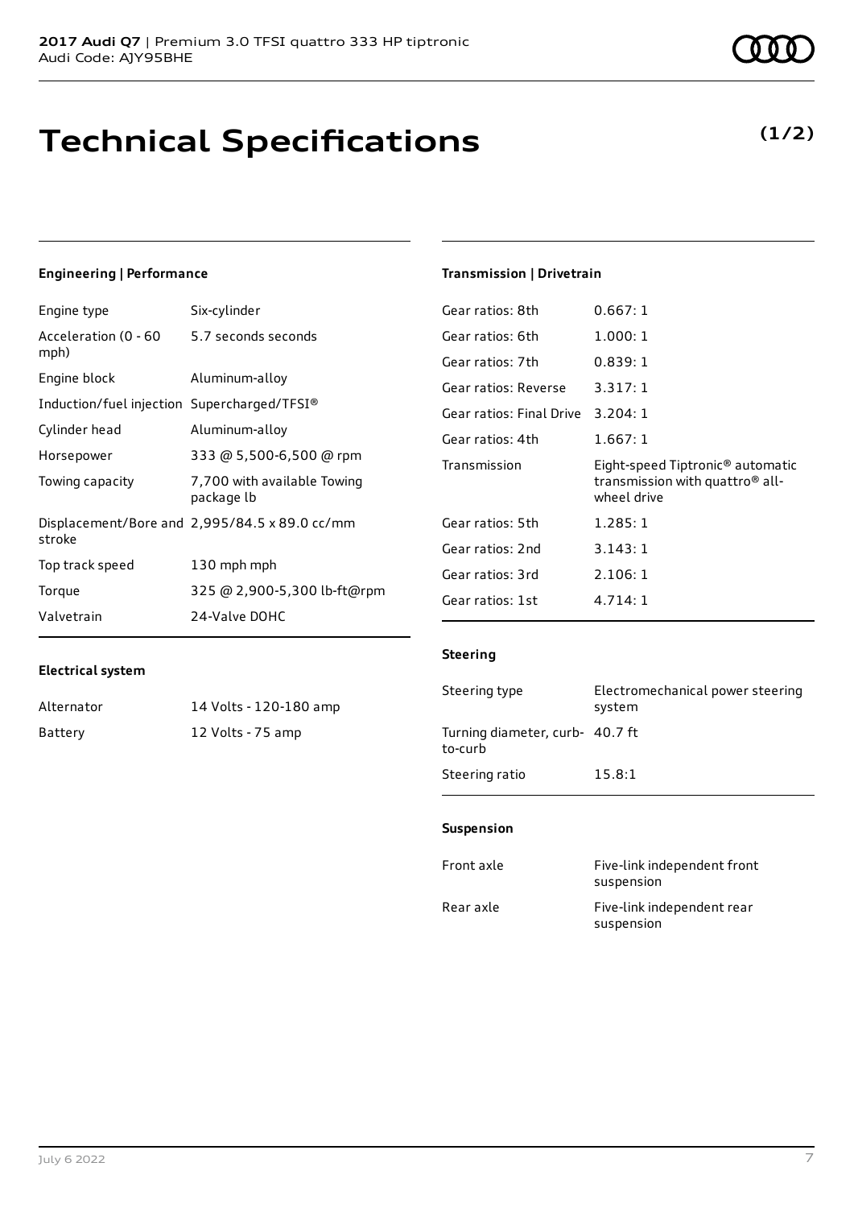# Technical Specifications

**(1/2)**

### Engineering | Performance

| | |
|---|---|
| Engine type | Six-cylinder |
| Acceleration (0 - 60 mph) | 5.7 seconds seconds |
| Engine block | Aluminum-alloy |
| Induction/fuel injection | Supercharged/TFSI® |
| Cylinder head | Aluminum-alloy |
| Horsepower | 333 @ 5,500-6,500 @ rpm |
| Towing capacity | 7,700 with available Towing package lb |
| Displacement/Bore and stroke | 2,995/84.5 x 89.0 cc/mm |
| Top track speed | 130 mph mph |
| Torque | 325 @ 2,900-5,300 lb-ft@rpm |
| Valvetrain | 24-Valve DOHC |

### Electrical system

| | |
|---|---|
| Alternator | 14 Volts - 120-180 amp |
| Battery | 12 Volts - 75 amp |

### Transmission | Drivetrain

| | |
|---|---|
| Gear ratios: 8th | 0.667: 1 |
| Gear ratios: 6th | 1.000: 1 |
| Gear ratios: 7th | 0.839: 1 |
| Gear ratios: Reverse | 3.317: 1 |
| Gear ratios: Final Drive | 3.204: 1 |
| Gear ratios: 4th | 1.667: 1 |
| Transmission | Eight-speed Tiptronic® automatic transmission with quattro® all-wheel drive |
| Gear ratios: 5th | 1.285: 1 |
| Gear ratios: 2nd | 3.143: 1 |
| Gear ratios: 3rd | 2.106: 1 |
| Gear ratios: 1st | 4.714: 1 |

### Steering

| | |
|---|---|
| Steering type | Electromechanical power steering system |
| Turning diameter, curb-to-curb | 40.7 ft |
| Steering ratio | 15.8:1 |

### Suspension

| | |
|---|---|
| Front axle | Five-link independent front suspension |
| Rear axle | Five-link independent rear suspension |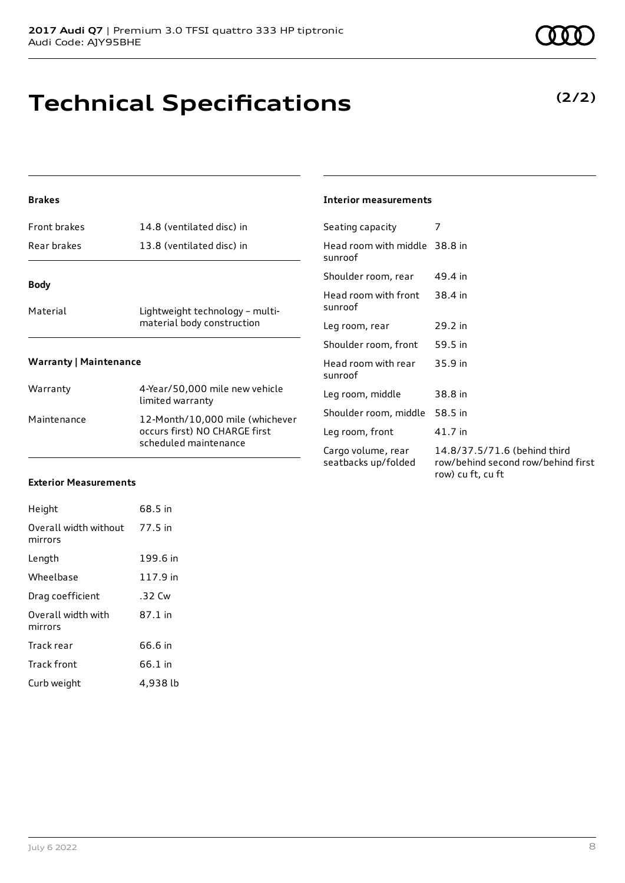# Technical Specifications

**(2/2)**

### Brakes

| | |
|---|---|
| Front brakes | 14.8 (ventilated disc) in |
| Rear brakes | 13.8 (ventilated disc) in |

### Body

| | |
|---|---|
| Material | Lightweight technology – multi-material body construction |

### Warranty | Maintenance

| | |
|---|---|
| Warranty | 4-Year/50,000 mile new vehicle limited warranty |
| Maintenance | 12-Month/10,000 mile (whichever occurs first) NO CHARGE first scheduled maintenance |

### Exterior Measurements

| | |
|---|---|
| Height | 68.5 in |
| Overall width without mirrors | 77.5 in |
| Length | 199.6 in |
| Wheelbase | 117.9 in |
| Drag coefficient | .32 Cw |
| Overall width with mirrors | 87.1 in |
| Track rear | 66.6 in |
| Track front | 66.1 in |
| Curb weight | 4,938 lb |

### Interior measurements

| | |
|---|---|
| Seating capacity | 7 |
| Head room with middle sunroof | 38.8 in |
| Shoulder room, rear | 49.4 in |
| Head room with front sunroof | 38.4 in |
| Leg room, rear | 29.2 in |
| Shoulder room, front | 59.5 in |
| Head room with rear sunroof | 35.9 in |
| Leg room, middle | 38.8 in |
| Shoulder room, middle | 58.5 in |
| Leg room, front | 41.7 in |
| Cargo volume, rear seatbacks up/folded | 14.8/37.5/71.6 (behind third row/behind second row/behind first row) cu ft, cu ft |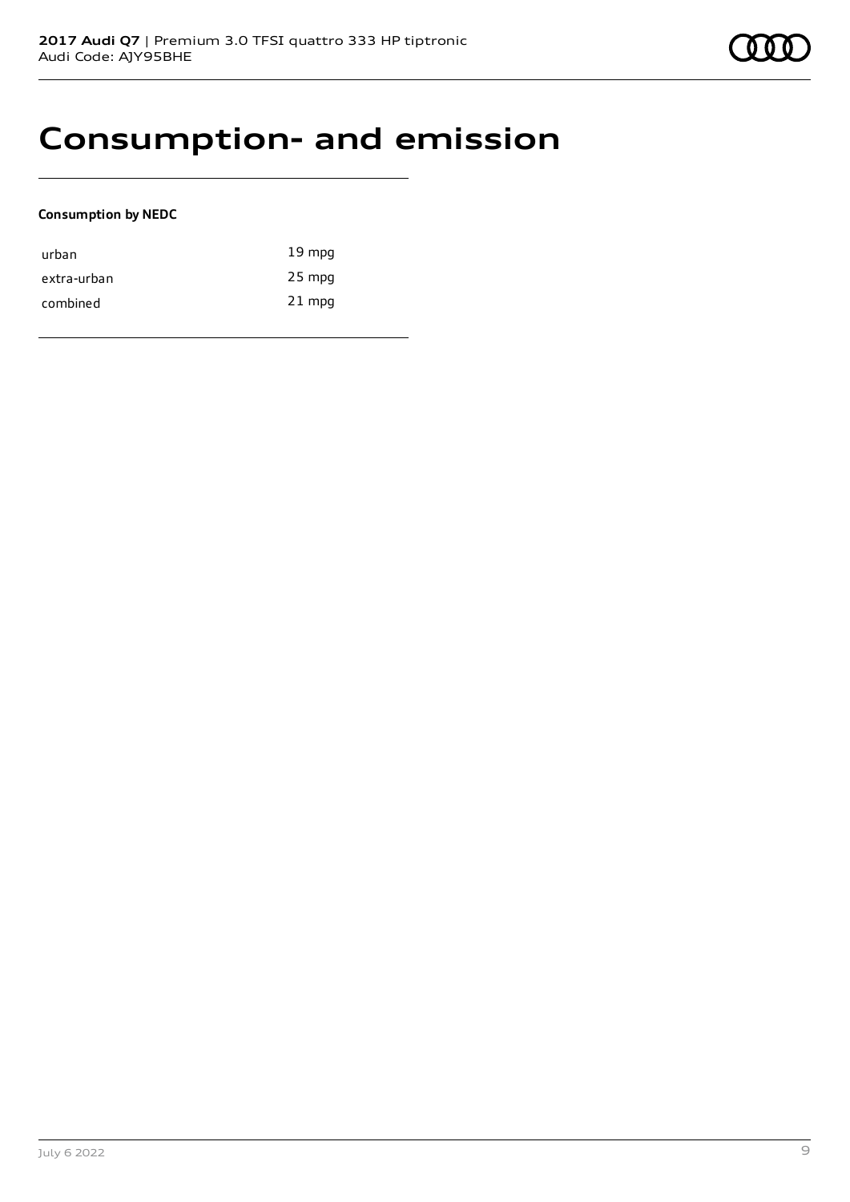# Consumption- and emission

**Consumption by NEDC**

| | |
|---|---|
| urban | 19 mpg |
| extra-urban | 25 mpg |
| combined | 21 mpg |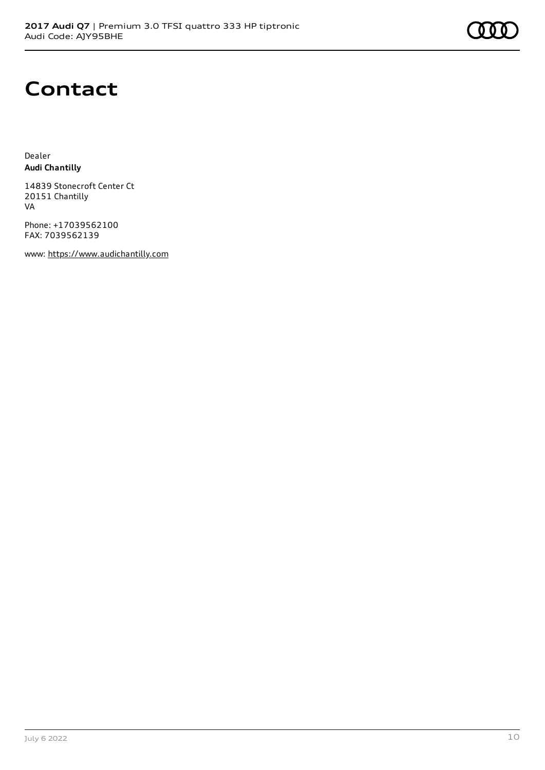# Contact

Dealer
**Audi Chantilly**

14839 Stonecroft Center Ct
20151 Chantilly
VA

Phone: +17039562100
FAX: 7039562139

www: https://www.audichantilly.com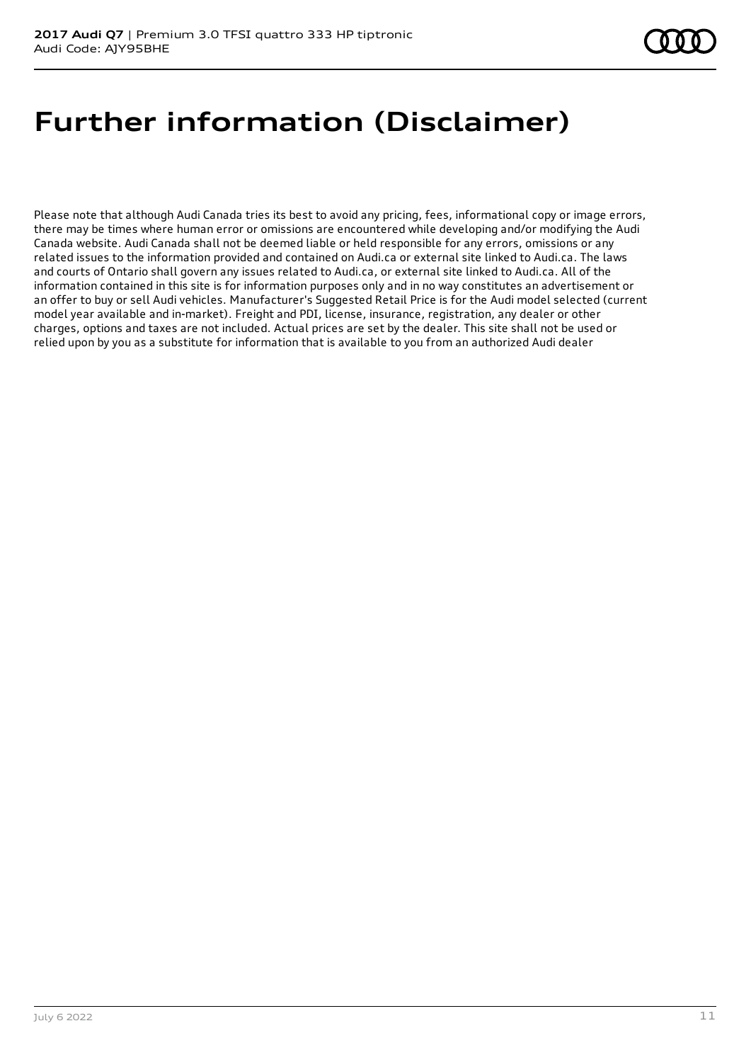# Further information (Disclaimer)

Please note that although Audi Canada tries its best to avoid any pricing, fees, informational copy or image errors, there may be times where human error or omissions are encountered while developing and/or modifying the Audi Canada website. Audi Canada shall not be deemed liable or held responsible for any errors, omissions or any related issues to the information provided and contained on Audi.ca or external site linked to Audi.ca. The laws and courts of Ontario shall govern any issues related to Audi.ca, or external site linked to Audi.ca. All of the information contained in this site is for information purposes only and in no way constitutes an advertisement or an offer to buy or sell Audi vehicles. Manufacturer's Suggested Retail Price is for the Audi model selected (current model year available and in-market). Freight and PDI, license, insurance, registration, any dealer or other charges, options and taxes are not included. Actual prices are set by the dealer. This site shall not be used or relied upon by you as a substitute for information that is available to you from an authorized Audi dealer